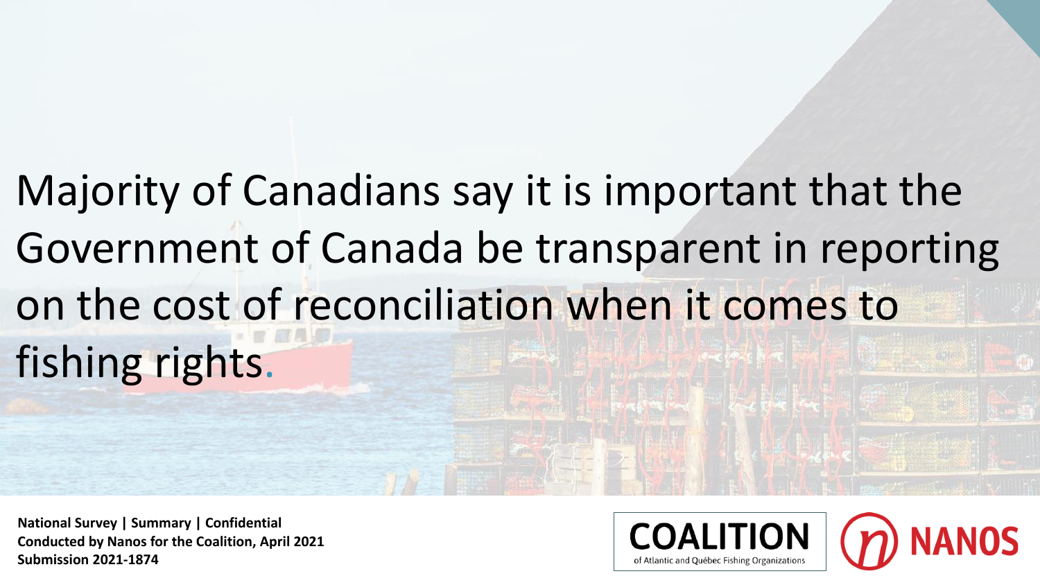# Majority of Canadians say it is important that the Government of Canada be transparent in reporting on the cost of reconciliation when it comes to fishing rights.

**National Survey | Summary | Confidential**
**Conducted by Nanos for the Coalition, April 2021**
**Submission 2021-1874**

COALITION of Atlantic and Québec Fishing Organizations

NANOS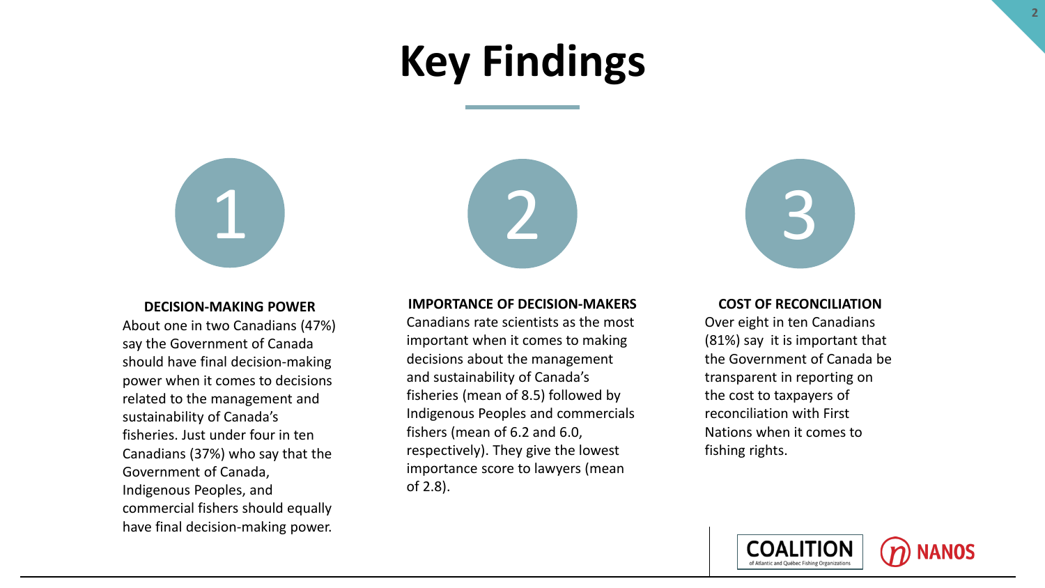# Key Findings

## 1

**DECISION-MAKING POWER**

About one in two Canadians (47%) say the Government of Canada should have final decision-making power when it comes to decisions related to the management and sustainability of Canada's fisheries. Just under four in ten Canadians (37%) who say that the Government of Canada, Indigenous Peoples, and commercial fishers should equally have final decision-making power.

## 2

**IMPORTANCE OF DECISION-MAKERS**

Canadians rate scientists as the most important when it comes to making decisions about the management and sustainability of Canada's fisheries (mean of 8.5) followed by Indigenous Peoples and commercials fishers (mean of 6.2 and 6.0, respectively). They give the lowest importance score to lawyers (mean of 2.8).

## 3

**COST OF RECONCILIATION**

Over eight in ten Canadians (81%) say it is important that the Government of Canada be transparent in reporting on the cost to taxpayers of reconciliation with First Nations when it comes to fishing rights.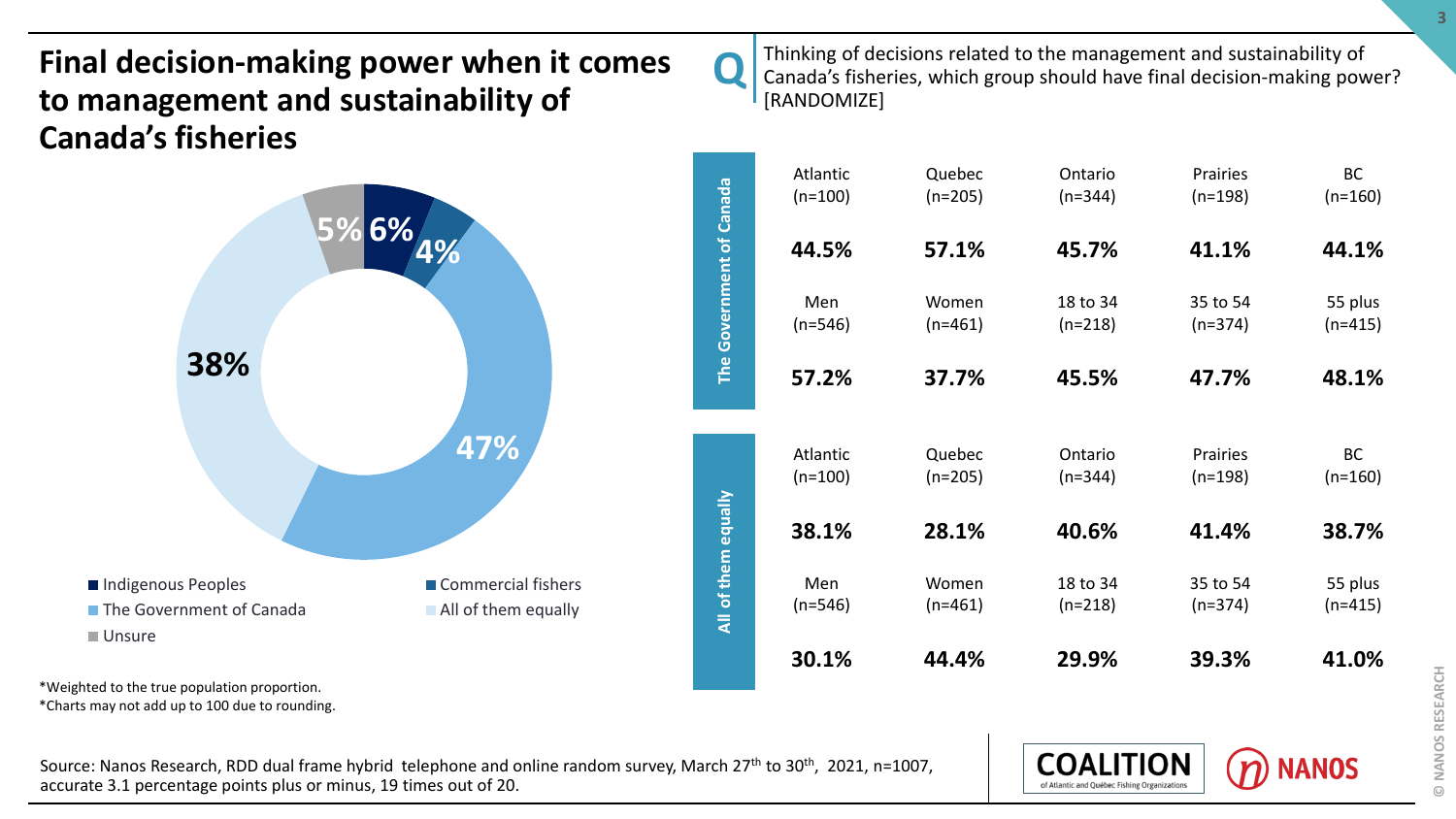# Final decision-making power when it comes to management and sustainability of Canada's fisheries

**Q** Thinking of decisions related to the management and sustainability of Canada's fisheries, which group should have final decision-making power? [RANDOMIZE]

| Response | % |
| --- | --- |
| Indigenous Peoples | 6% |
| Commercial fishers | 4% |
| The Government of Canada | 47% |
| All of them equally | 38% |
| Unsure | 5% |

**The Government of Canada**

| Atlantic (n=100) | Quebec (n=205) | Ontario (n=344) | Prairies (n=198) | BC (n=160) |
| --- | --- | --- | --- | --- |
| 44.5% | 57.1% | 45.7% | 41.1% | 44.1% |

| Men (n=546) | Women (n=461) | 18 to 34 (n=218) | 35 to 54 (n=374) | 55 plus (n=415) |
| --- | --- | --- | --- | --- |
| 57.2% | 37.7% | 45.5% | 47.7% | 48.1% |

**All of them equally**

| Atlantic (n=100) | Quebec (n=205) | Ontario (n=344) | Prairies (n=198) | BC (n=160) |
| --- | --- | --- | --- | --- |
| 38.1% | 28.1% | 40.6% | 41.4% | 38.7% |

| Men (n=546) | Women (n=461) | 18 to 34 (n=218) | 35 to 54 (n=374) | 55 plus (n=415) |
| --- | --- | --- | --- | --- |
| 30.1% | 44.4% | 29.9% | 39.3% | 41.0% |

*Weighted to the true population proportion.
*Charts may not add up to 100 due to rounding.

Source: Nanos Research, RDD dual frame hybrid telephone and online random survey, March 27th to 30th, 2021, n=1007, accurate 3.1 percentage points plus or minus, 19 times out of 20.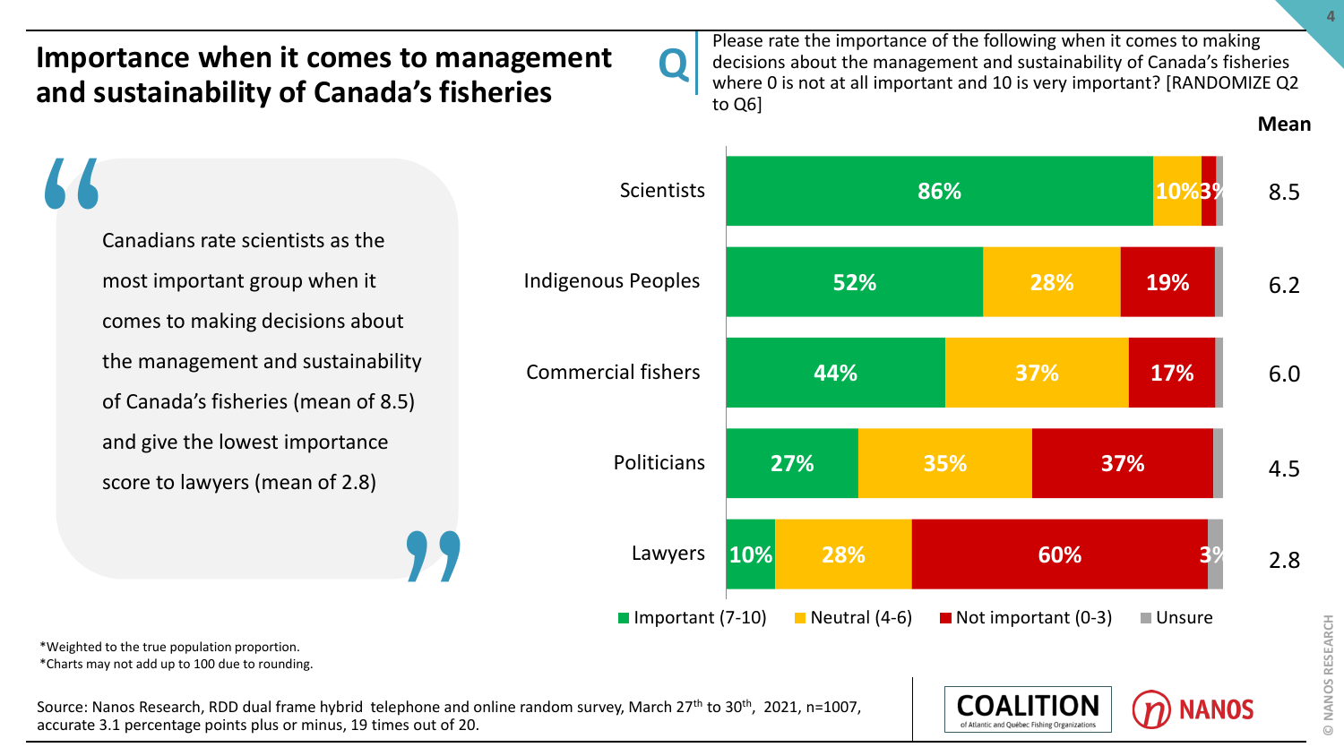# Importance when it comes to management and sustainability of Canada's fisheries

**Q** Please rate the importance of the following when it comes to making decisions about the management and sustainability of Canada's fisheries where 0 is not at all important and 10 is very important? [RANDOMIZE Q2 to Q6]

> Canadians rate scientists as the most important group when it comes to making decisions about the management and sustainability of Canada's fisheries (mean of 8.5) and give the lowest importance score to lawyers (mean of 2.8)

| | Important (7-10) | Neutral (4-6) | Not important (0-3) | Unsure | Mean |
|---|---|---|---|---|---|
| Scientists | 86% | 10% | 3% | | 8.5 |
| Indigenous Peoples | 52% | 28% | 19% | | 6.2 |
| Commercial fishers | 44% | 37% | 17% | | 6.0 |
| Politicians | 27% | 35% | 37% | | 4.5 |
| Lawyers | 10% | 28% | 60% | 3% | 2.8 |

*Weighted to the true population proportion.
*Charts may not add up to 100 due to rounding.

Source: Nanos Research, RDD dual frame hybrid telephone and online random survey, March 27th to 30th, 2021, n=1007, accurate 3.1 percentage points plus or minus, 19 times out of 20.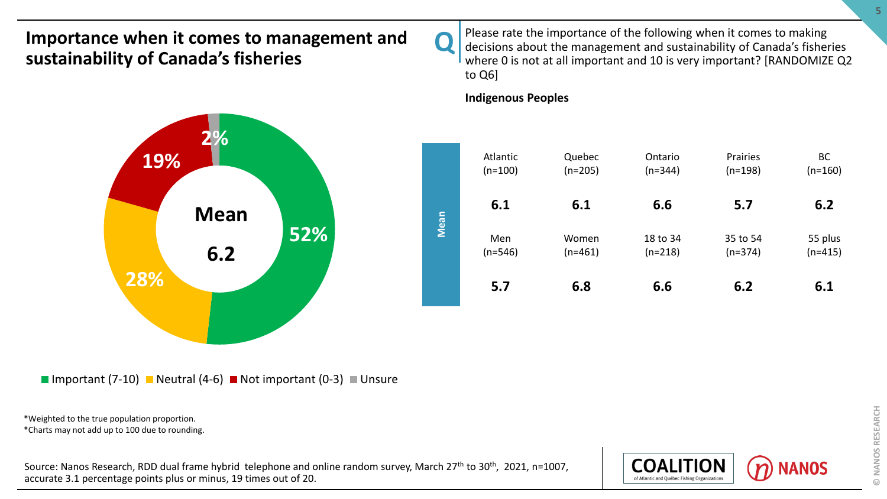# Importance when it comes to management and sustainability of Canada's fisheries

**Q** Please rate the importance of the following when it comes to making decisions about the management and sustainability of Canada's fisheries where 0 is not at all important and 10 is very important? [RANDOMIZE Q2 to Q6]

**Indigenous Peoples**

**Mean 6.2**

- Important (7-10): 52%
- Neutral (4-6): 28%
- Not important (0-3): 19%
- Unsure: 2%

| | Atlantic (n=100) | Quebec (n=205) | Ontario (n=344) | Prairies (n=198) | BC (n=160) |
|---|---|---|---|---|---|
| Mean | **6.1** | **6.1** | **6.6** | **5.7** | **6.2** |

| | Men (n=546) | Women (n=461) | 18 to 34 (n=218) | 35 to 54 (n=374) | 55 plus (n=415) |
|---|---|---|---|---|---|
| Mean | **5.7** | **6.8** | **6.6** | **6.2** | **6.1** |

*Weighted to the true population proportion.
*Charts may not add up to 100 due to rounding.

Source: Nanos Research, RDD dual frame hybrid telephone and online random survey, March 27th to 30th, 2021, n=1007, accurate 3.1 percentage points plus or minus, 19 times out of 20.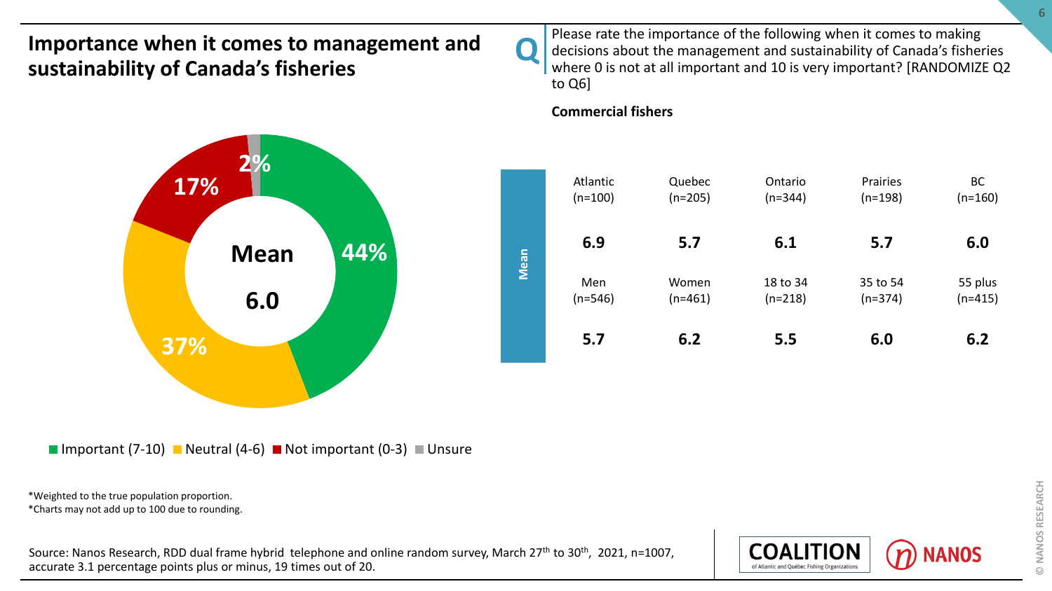## Importance when it comes to management and sustainability of Canada's fisheries

**Q** Please rate the importance of the following when it comes to making decisions about the management and sustainability of Canada's fisheries where 0 is not at all important and 10 is very important? [RANDOMIZE Q2 to Q6]

**Commercial fishers**

Mean 6.0

- Important (7-10): 44%
- Neutral (4-6): 37%
- Not important (0-3): 17%
- Unsure: 2%

| | Atlantic (n=100) | Quebec (n=205) | Ontario (n=344) | Prairies (n=198) | BC (n=160) |
|---|---|---|---|---|---|
| Mean | **6.9** | **5.7** | **6.1** | **5.7** | **6.0** |

| | Men (n=546) | Women (n=461) | 18 to 34 (n=218) | 35 to 54 (n=374) | 55 plus (n=415) |
|---|---|---|---|---|---|
| Mean | **5.7** | **6.2** | **5.5** | **6.0** | **6.2** |

*Weighted to the true population proportion.
*Charts may not add up to 100 due to rounding.

Source: Nanos Research, RDD dual frame hybrid telephone and online random survey, March 27th to 30th, 2021, n=1007, accurate 3.1 percentage points plus or minus, 19 times out of 20.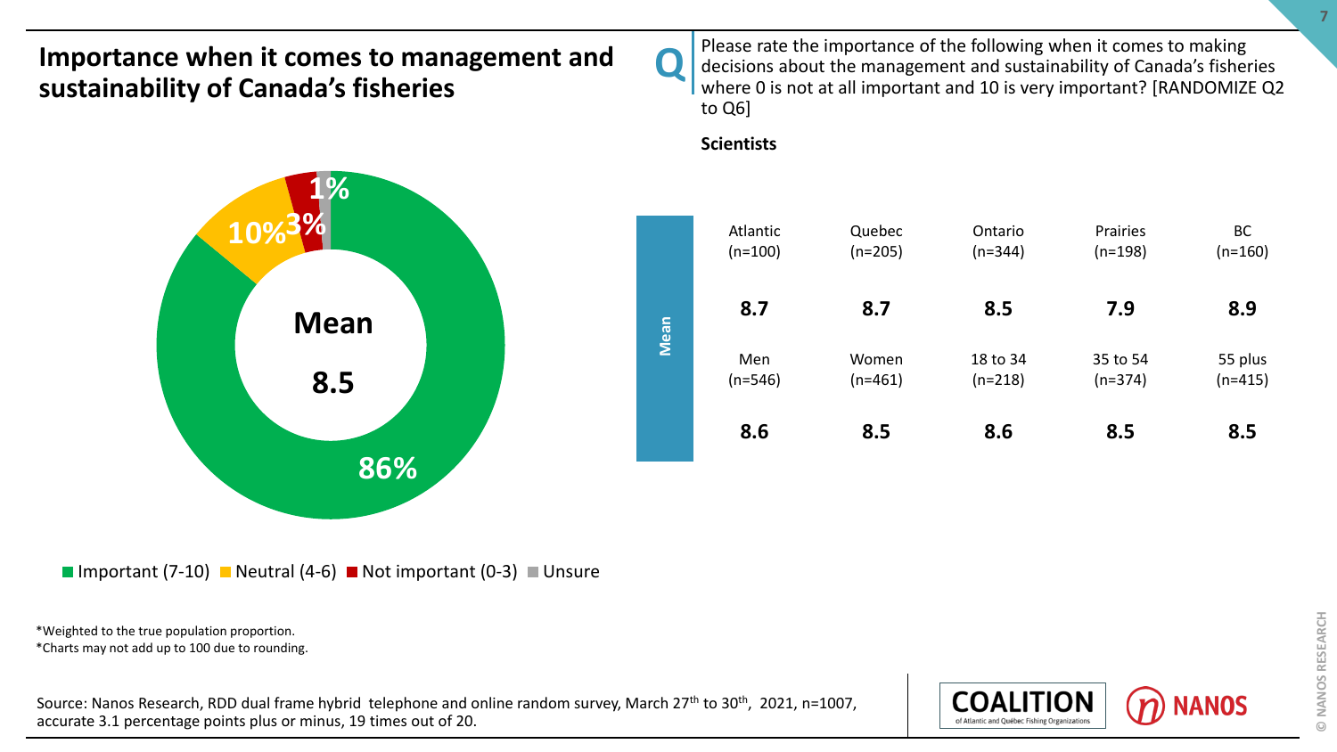## Importance when it comes to management and sustainability of Canada's fisheries

**Q** Please rate the importance of the following when it comes to making decisions about the management and sustainability of Canada's fisheries where 0 is not at all important and 10 is very important? [RANDOMIZE Q2 to Q6]

**Scientists**

**Mean 8.5**

- Important (7-10): 86%
- Neutral (4-6): 10%
- Not important (0-3): 3%
- Unsure: 1%

| | Atlantic (n=100) | Quebec (n=205) | Ontario (n=344) | Prairies (n=198) | BC (n=160) |
|---|---|---|---|---|---|
| Mean | **8.7** | **8.7** | **8.5** | **7.9** | **8.9** |

| | Men (n=546) | Women (n=461) | 18 to 34 (n=218) | 35 to 54 (n=374) | 55 plus (n=415) |
|---|---|---|---|---|---|
| Mean | **8.6** | **8.5** | **8.6** | **8.5** | **8.5** |

*Weighted to the true population proportion.
*Charts may not add up to 100 due to rounding.

Source: Nanos Research, RDD dual frame hybrid telephone and online random survey, March 27th to 30th, 2021, n=1007, accurate 3.1 percentage points plus or minus, 19 times out of 20.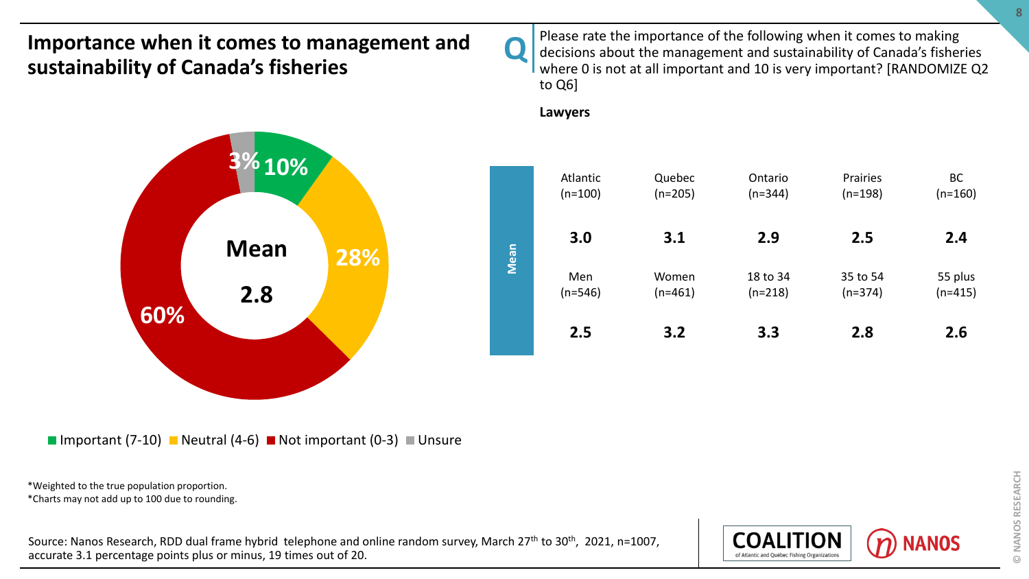# Importance when it comes to management and sustainability of Canada's fisheries

**Q** Please rate the importance of the following when it comes to making decisions about the management and sustainability of Canada's fisheries where 0 is not at all important and 10 is very important? [RANDOMIZE Q2 to Q6]

**Lawyers**

Mean 2.8

- Important (7-10): 10%
- Neutral (4-6): 28%
- Not important (0-3): 60%
- Unsure: 3%

**Mean**

| Atlantic (n=100) | Quebec (n=205) | Ontario (n=344) | Prairies (n=198) | BC (n=160) |
|---|---|---|---|---|
| **3.0** | **3.1** | **2.9** | **2.5** | **2.4** |

| Men (n=546) | Women (n=461) | 18 to 34 (n=218) | 35 to 54 (n=374) | 55 plus (n=415) |
|---|---|---|---|---|
| **2.5** | **3.2** | **3.3** | **2.8** | **2.6** |

*Weighted to the true population proportion.
*Charts may not add up to 100 due to rounding.

Source: Nanos Research, RDD dual frame hybrid telephone and online random survey, March 27th to 30th, 2021, n=1007, accurate 3.1 percentage points plus or minus, 19 times out of 20.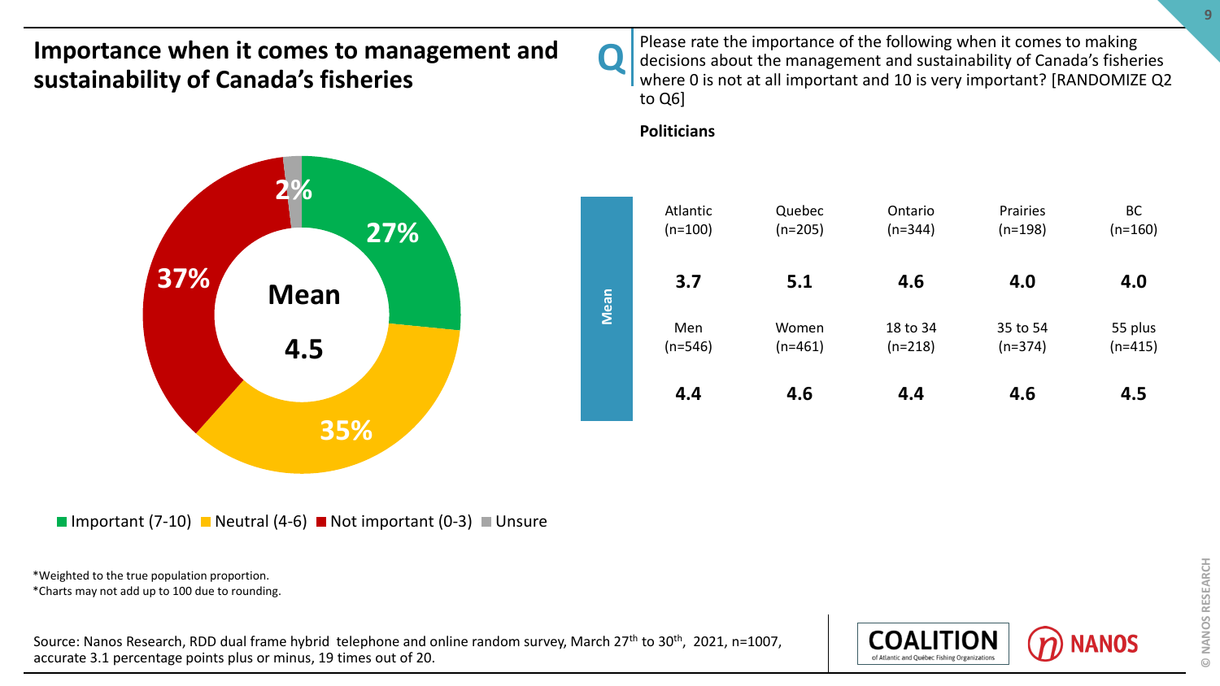## Importance when it comes to management and sustainability of Canada's fisheries

**Q** Please rate the importance of the following when it comes to making decisions about the management and sustainability of Canada's fisheries where 0 is not at all important and 10 is very important? [RANDOMIZE Q2 to Q6]

**Politicians**

Important (7-10): 27%
Neutral (4-6): 35%
Not important (0-3): 37%
Unsure: 2%

**Mean 4.5**

| | Atlantic (n=100) | Quebec (n=205) | Ontario (n=344) | Prairies (n=198) | BC (n=160) |
|---|---|---|---|---|---|
| Mean | **3.7** | **5.1** | **4.6** | **4.0** | **4.0** |

| | Men (n=546) | Women (n=461) | 18 to 34 (n=218) | 35 to 54 (n=374) | 55 plus (n=415) |
|---|---|---|---|---|---|
| Mean | **4.4** | **4.6** | **4.4** | **4.6** | **4.5** |

*Weighted to the true population proportion.
*Charts may not add up to 100 due to rounding.

Source: Nanos Research, RDD dual frame hybrid telephone and online random survey, March 27th to 30th, 2021, n=1007, accurate 3.1 percentage points plus or minus, 19 times out of 20.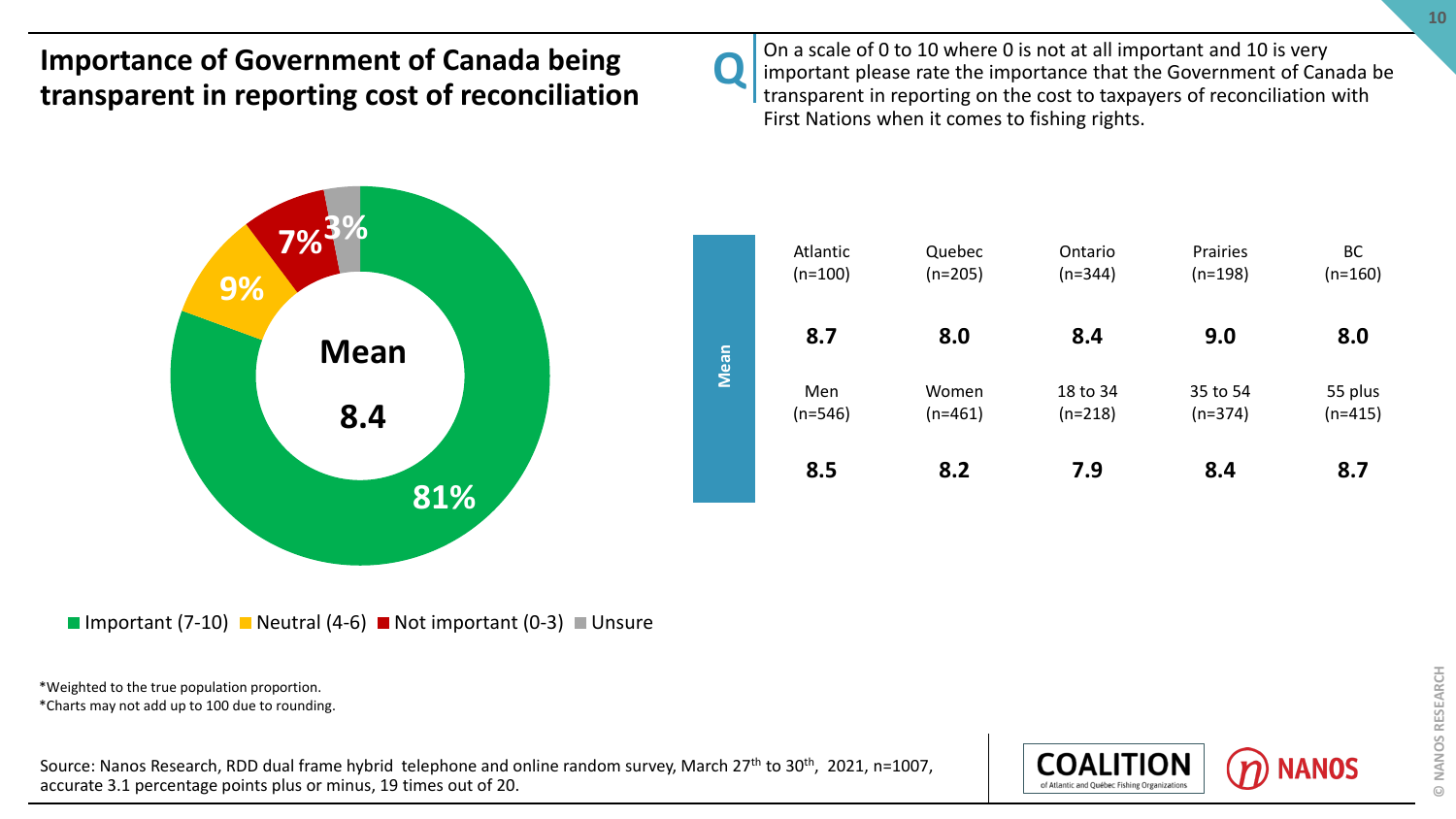## Importance of Government of Canada being transparent in reporting cost of reconciliation

**Q** On a scale of 0 to 10 where 0 is not at all important and 10 is very important please rate the importance that the Government of Canada be transparent in reporting on the cost to taxpayers of reconciliation with First Nations when it comes to fishing rights.

**Mean 8.4**

- Important (7-10): 81%
- Neutral (4-6): 9%
- Not important (0-3): 7%
- Unsure: 3%

| | Atlantic (n=100) | Quebec (n=205) | Ontario (n=344) | Prairies (n=198) | BC (n=160) |
|---|---|---|---|---|---|
| Mean | **8.7** | **8.0** | **8.4** | **9.0** | **8.0** |

| | Men (n=546) | Women (n=461) | 18 to 34 (n=218) | 35 to 54 (n=374) | 55 plus (n=415) |
|---|---|---|---|---|---|
| Mean | **8.5** | **8.2** | **7.9** | **8.4** | **8.7** |

*Weighted to the true population proportion.
*Charts may not add up to 100 due to rounding.

Source: Nanos Research, RDD dual frame hybrid telephone and online random survey, March 27th to 30th, 2021, n=1007, accurate 3.1 percentage points plus or minus, 19 times out of 20.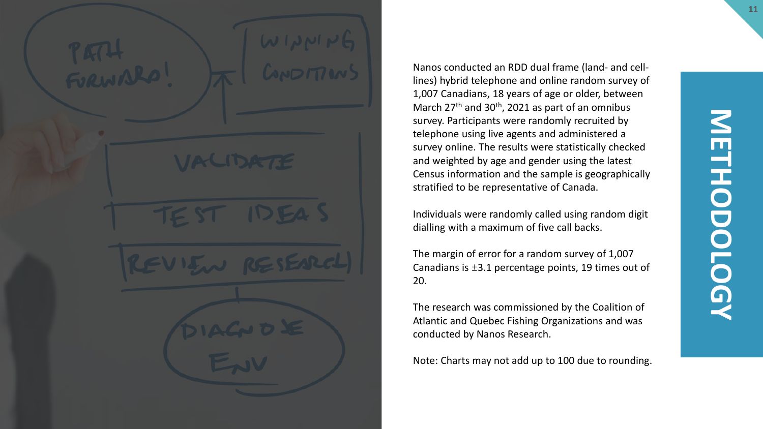# METHODOLOGY

Nanos conducted an RDD dual frame (land- and cell-lines) hybrid telephone and online random survey of 1,007 Canadians, 18 years of age or older, between March 27th and 30th, 2021 as part of an omnibus survey. Participants were randomly recruited by telephone using live agents and administered a survey online. The results were statistically checked and weighted by age and gender using the latest Census information and the sample is geographically stratified to be representative of Canada.

Individuals were randomly called using random digit dialling with a maximum of five call backs.

The margin of error for a random survey of 1,007 Canadians is ±3.1 percentage points, 19 times out of 20.

The research was commissioned by the Coalition of Atlantic and Quebec Fishing Organizations and was conducted by Nanos Research.

Note: Charts may not add up to 100 due to rounding.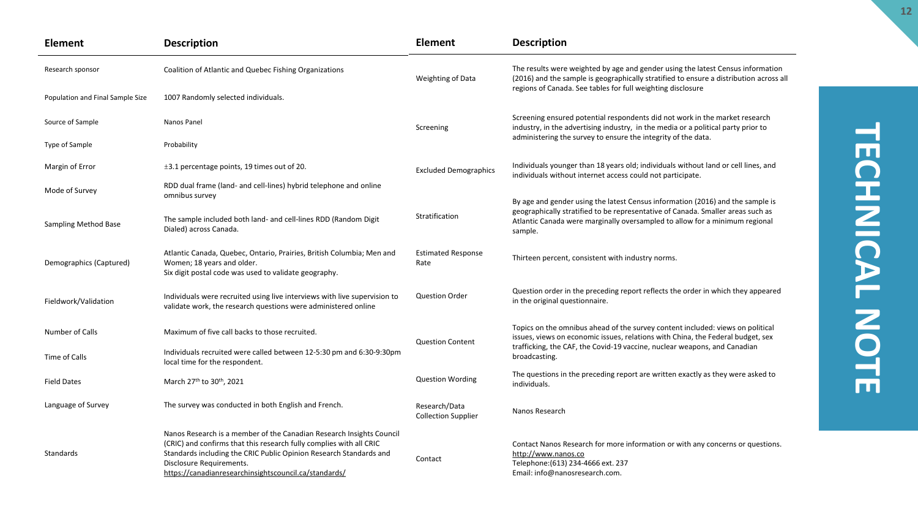# TECHNICAL NOTE

| Element | Description |
| --- | --- |
| Research sponsor | Coalition of Atlantic and Quebec Fishing Organizations |
| Population and Final Sample Size | 1007 Randomly selected individuals. |
| Source of Sample | Nanos Panel |
| Type of Sample | Probability |
| Margin of Error | ±3.1 percentage points, 19 times out of 20. |
| Mode of Survey | RDD dual frame (land- and cell-lines) hybrid telephone and online omnibus survey |
| Sampling Method Base | The sample included both land- and cell-lines RDD (Random Digit Dialed) across Canada. |
| Demographics (Captured) | Atlantic Canada, Quebec, Ontario, Prairies, British Columbia; Men and Women; 18 years and older. Six digit postal code was used to validate geography. |
| Fieldwork/Validation | Individuals were recruited using live interviews with live supervision to validate work, the research questions were administered online |
| Number of Calls | Maximum of five call backs to those recruited. |
| Time of Calls | Individuals recruited were called between 12-5:30 pm and 6:30-9:30pm local time for the respondent. |
| Field Dates | March 27th to 30th, 2021 |
| Language of Survey | The survey was conducted in both English and French. |
| Standards | Nanos Research is a member of the Canadian Research Insights Council (CRIC) and confirms that this research fully complies with all CRIC Standards including the CRIC Public Opinion Research Standards and Disclosure Requirements. https://canadianresearchinsightscouncil.ca/standards/ |

| Element | Description |
| --- | --- |
| Weighting of Data | The results were weighted by age and gender using the latest Census information (2016) and the sample is geographically stratified to ensure a distribution across all regions of Canada. See tables for full weighting disclosure |
| Screening | Screening ensured potential respondents did not work in the market research industry, in the advertising industry, in the media or a political party prior to administering the survey to ensure the integrity of the data. |
| Excluded Demographics | Individuals younger than 18 years old; individuals without land or cell lines, and individuals without internet access could not participate. |
| Stratification | By age and gender using the latest Census information (2016) and the sample is geographically stratified to be representative of Canada. Smaller areas such as Atlantic Canada were marginally oversampled to allow for a minimum regional sample. |
| Estimated Response Rate | Thirteen percent, consistent with industry norms. |
| Question Order | Question order in the preceding report reflects the order in which they appeared in the original questionnaire. |
| Question Content | Topics on the omnibus ahead of the survey content included: views on political issues, views on economic issues, relations with China, the Federal budget, sex trafficking, the CAF, the Covid-19 vaccine, nuclear weapons, and Canadian broadcasting. |
| Question Wording | The questions in the preceding report are written exactly as they were asked to individuals. |
| Research/Data Collection Supplier | Nanos Research |
| Contact | Contact Nanos Research for more information or with any concerns or questions. http://www.nanos.co Telephone:(613) 234-4666 ext. 237 Email: info@nanosresearch.com. |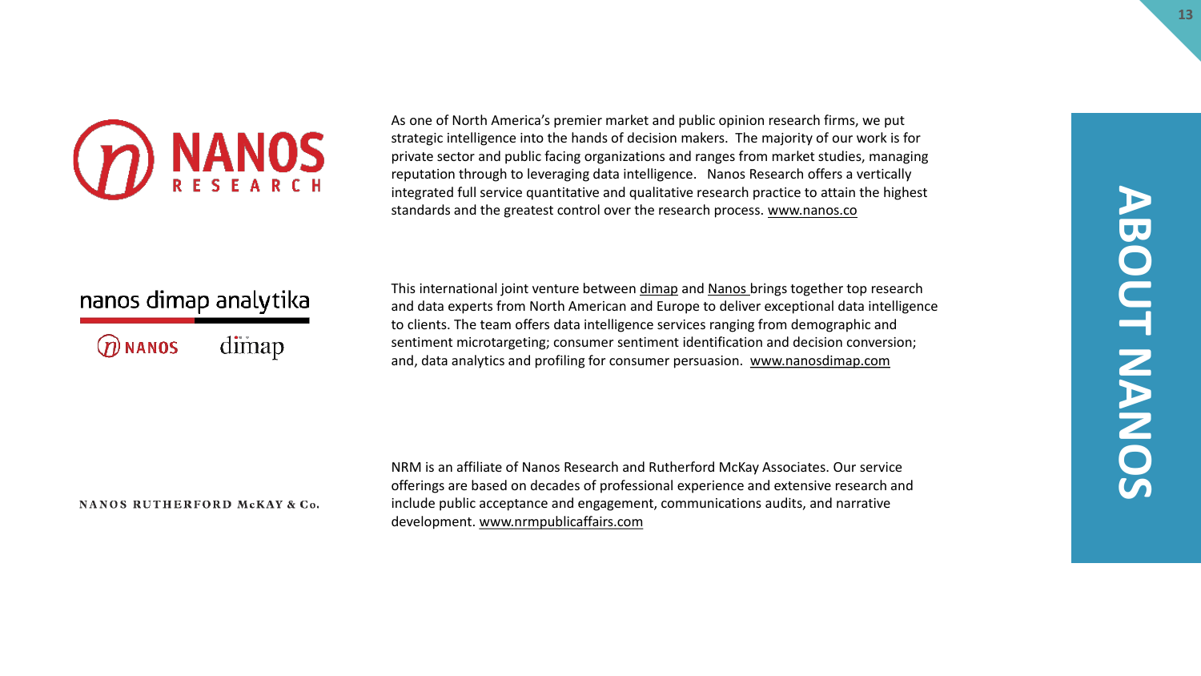# ABOUT NANOS

**NANOS RESEARCH**

As one of North America's premier market and public opinion research firms, we put strategic intelligence into the hands of decision makers. The majority of our work is for private sector and public facing organizations and ranges from market studies, managing reputation through to leveraging data intelligence. Nanos Research offers a vertically integrated full service quantitative and qualitative research practice to attain the highest standards and the greatest control over the research process. www.nanos.co

**nanos dimap analytika**

This international joint venture between dimap and Nanos brings together top research and data experts from North American and Europe to deliver exceptional data intelligence to clients. The team offers data intelligence services ranging from demographic and sentiment microtargeting; consumer sentiment identification and decision conversion; and, data analytics and profiling for consumer persuasion. www.nanosdimap.com

**NANOS RUTHERFORD McKAY & Co.**

NRM is an affiliate of Nanos Research and Rutherford McKay Associates. Our service offerings are based on decades of professional experience and extensive research and include public acceptance and engagement, communications audits, and narrative development. www.nrmpublicaffairs.com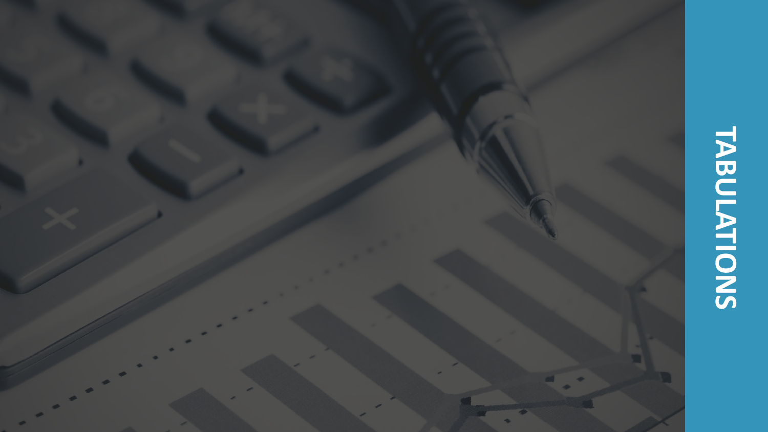# TABULATIONS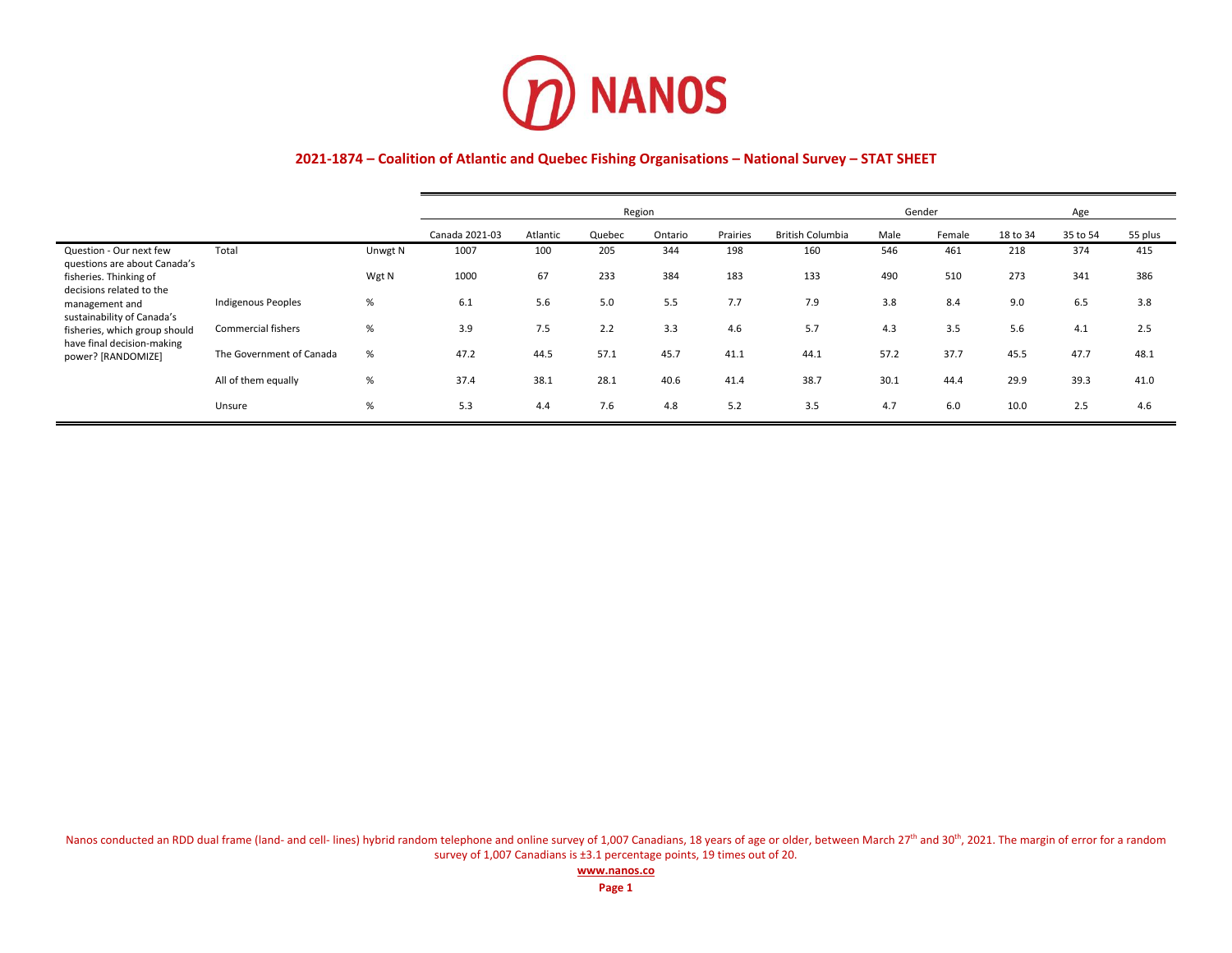## 2021-1874 – Coalition of Atlantic and Quebec Fishing Organisations – National Survey – STAT SHEET

| | | | Region | | | | | | Gender | | Age | | |
|---|---|---|---|---|---|---|---|---|---|---|---|---|---|
| | | | Canada 2021-03 | Atlantic | Quebec | Ontario | Prairies | British Columbia | Male | Female | 18 to 34 | 35 to 54 | 55 plus |
| Question - Our next few questions are about Canada's fisheries. Thinking of decisions related to the management and sustainability of Canada's fisheries, which group should have final decision-making power? [RANDOMIZE] | Total | Unwgt N | 1007 | 100 | 205 | 344 | 198 | 160 | 546 | 461 | 218 | 374 | 415 |
| | | Wgt N | 1000 | 67 | 233 | 384 | 183 | 133 | 490 | 510 | 273 | 341 | 386 |
| | Indigenous Peoples | % | 6.1 | 5.6 | 5.0 | 5.5 | 7.7 | 7.9 | 3.8 | 8.4 | 9.0 | 6.5 | 3.8 |
| | Commercial fishers | % | 3.9 | 7.5 | 2.2 | 3.3 | 4.6 | 5.7 | 4.3 | 3.5 | 5.6 | 4.1 | 2.5 |
| | The Government of Canada | % | 47.2 | 44.5 | 57.1 | 45.7 | 41.1 | 44.1 | 57.2 | 37.7 | 45.5 | 47.7 | 48.1 |
| | All of them equally | % | 37.4 | 38.1 | 28.1 | 40.6 | 41.4 | 38.7 | 30.1 | 44.4 | 29.9 | 39.3 | 41.0 |
| | Unsure | % | 5.3 | 4.4 | 7.6 | 4.8 | 5.2 | 3.5 | 4.7 | 6.0 | 10.0 | 2.5 | 4.6 |

Nanos conducted an RDD dual frame (land- and cell- lines) hybrid random telephone and online survey of 1,007 Canadians, 18 years of age or older, between March 27th and 30th, 2021. The margin of error for a random survey of 1,007 Canadians is ±3.1 percentage points, 19 times out of 20.

www.nanos.co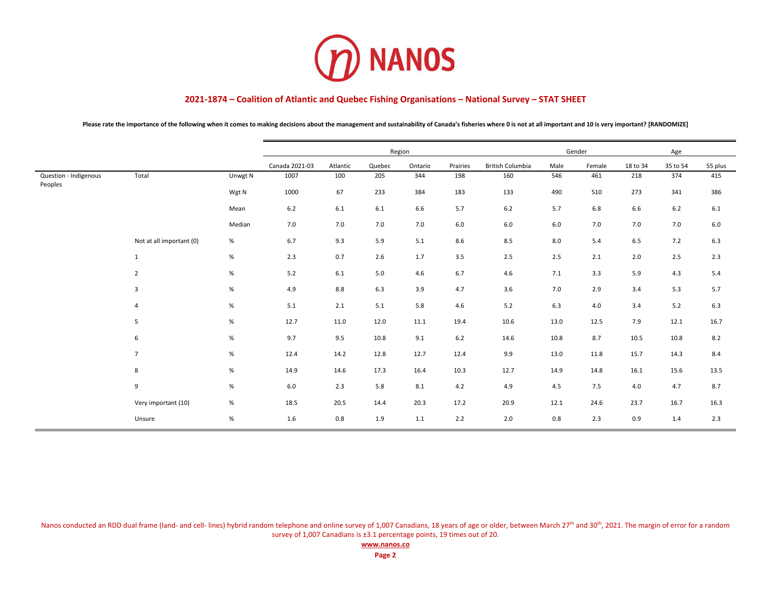## 2021-1874 – Coalition of Atlantic and Quebec Fishing Organisations – National Survey – STAT SHEET

**Please rate the importance of the following when it comes to making decisions about the management and sustainability of Canada's fisheries where 0 is not at all important and 10 is very important? [RANDOMIZE]**

| | | | Region | | | | | | Gender | | Age | | |
|---|---|---|---|---|---|---|---|---|---|---|---|---|---|
| | | | Canada 2021-03 | Atlantic | Quebec | Ontario | Prairies | British Columbia | Male | Female | 18 to 34 | 35 to 54 | 55 plus |
| Question - Indigenous Peoples | Total | Unwgt N | 1007 | 100 | 205 | 344 | 198 | 160 | 546 | 461 | 218 | 374 | 415 |
| | | Wgt N | 1000 | 67 | 233 | 384 | 183 | 133 | 490 | 510 | 273 | 341 | 386 |
| | | Mean | 6.2 | 6.1 | 6.1 | 6.6 | 5.7 | 6.2 | 5.7 | 6.8 | 6.6 | 6.2 | 6.1 |
| | | Median | 7.0 | 7.0 | 7.0 | 7.0 | 6.0 | 6.0 | 6.0 | 7.0 | 7.0 | 7.0 | 6.0 |
| | Not at all important (0) | % | 6.7 | 9.3 | 5.9 | 5.1 | 8.6 | 8.5 | 8.0 | 5.4 | 6.5 | 7.2 | 6.3 |
| | 1 | % | 2.3 | 0.7 | 2.6 | 1.7 | 3.5 | 2.5 | 2.5 | 2.1 | 2.0 | 2.5 | 2.3 |
| | 2 | % | 5.2 | 6.1 | 5.0 | 4.6 | 6.7 | 4.6 | 7.1 | 3.3 | 5.9 | 4.3 | 5.4 |
| | 3 | % | 4.9 | 8.8 | 6.3 | 3.9 | 4.7 | 3.6 | 7.0 | 2.9 | 3.4 | 5.3 | 5.7 |
| | 4 | % | 5.1 | 2.1 | 5.1 | 5.8 | 4.6 | 5.2 | 6.3 | 4.0 | 3.4 | 5.2 | 6.3 |
| | 5 | % | 12.7 | 11.0 | 12.0 | 11.1 | 19.4 | 10.6 | 13.0 | 12.5 | 7.9 | 12.1 | 16.7 |
| | 6 | % | 9.7 | 9.5 | 10.8 | 9.1 | 6.2 | 14.6 | 10.8 | 8.7 | 10.5 | 10.8 | 8.2 |
| | 7 | % | 12.4 | 14.2 | 12.8 | 12.7 | 12.4 | 9.9 | 13.0 | 11.8 | 15.7 | 14.3 | 8.4 |
| | 8 | % | 14.9 | 14.6 | 17.3 | 16.4 | 10.3 | 12.7 | 14.9 | 14.8 | 16.1 | 15.6 | 13.5 |
| | 9 | % | 6.0 | 2.3 | 5.8 | 8.1 | 4.2 | 4.9 | 4.5 | 7.5 | 4.0 | 4.7 | 8.7 |
| | Very important (10) | % | 18.5 | 20.5 | 14.4 | 20.3 | 17.2 | 20.9 | 12.1 | 24.6 | 23.7 | 16.7 | 16.3 |
| | Unsure | % | 1.6 | 0.8 | 1.9 | 1.1 | 2.2 | 2.0 | 0.8 | 2.3 | 0.9 | 1.4 | 2.3 |

Nanos conducted an RDD dual frame (land- and cell- lines) hybrid random telephone and online survey of 1,007 Canadians, 18 years of age or older, between March 27th and 30th, 2021. The margin of error for a random survey of 1,007 Canadians is ±3.1 percentage points, 19 times out of 20.

**www.nanos.co**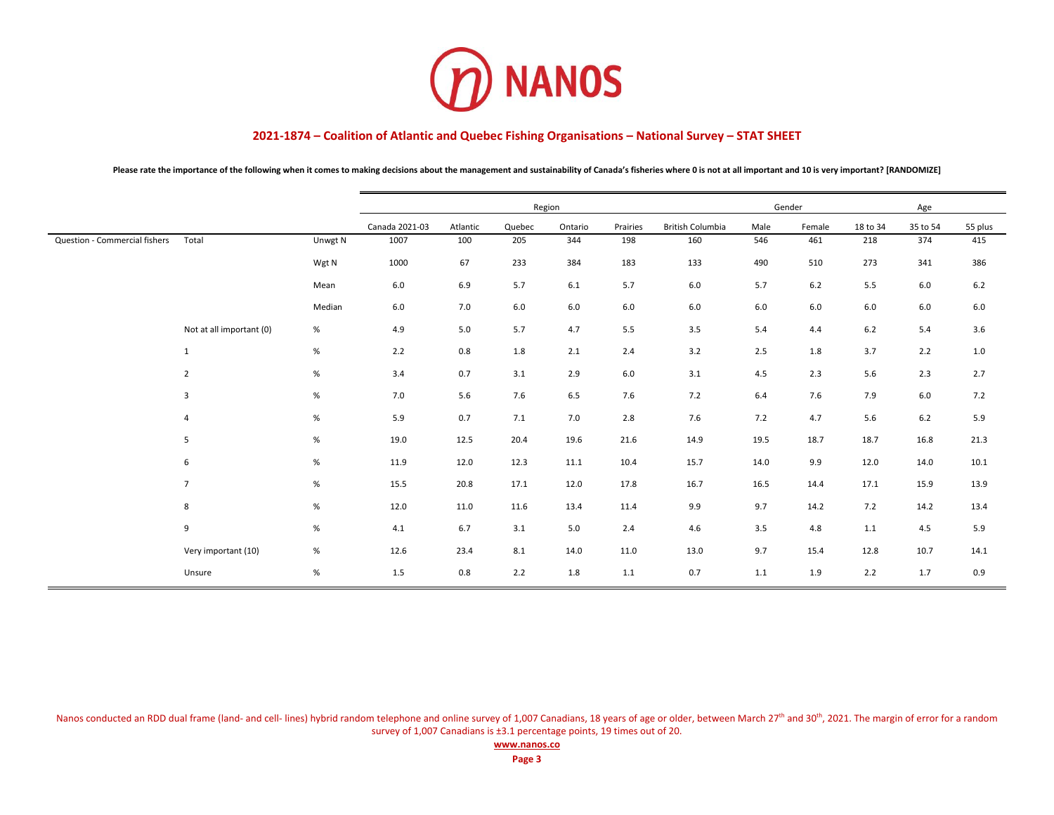# 2021-1874 – Coalition of Atlantic and Quebec Fishing Organisations – National Survey – STAT SHEET

**Please rate the importance of the following when it comes to making decisions about the management and sustainability of Canada's fisheries where 0 is not at all important and 10 is very important? [RANDOMIZE]**

| | | | Region | | | | | | Gender | | Age | | |
|---|---|---|---|---|---|---|---|---|---|---|---|---|---|
| | | | Canada 2021-03 | Atlantic | Quebec | Ontario | Prairies | British Columbia | Male | Female | 18 to 34 | 35 to 54 | 55 plus |
| Question - Commercial fishers | Total | Unwgt N | 1007 | 100 | 205 | 344 | 198 | 160 | 546 | 461 | 218 | 374 | 415 |
| | | Wgt N | 1000 | 67 | 233 | 384 | 183 | 133 | 490 | 510 | 273 | 341 | 386 |
| | | Mean | 6.0 | 6.9 | 5.7 | 6.1 | 5.7 | 6.0 | 5.7 | 6.2 | 5.5 | 6.0 | 6.2 |
| | | Median | 6.0 | 7.0 | 6.0 | 6.0 | 6.0 | 6.0 | 6.0 | 6.0 | 6.0 | 6.0 | 6.0 |
| | Not at all important (0) | % | 4.9 | 5.0 | 5.7 | 4.7 | 5.5 | 3.5 | 5.4 | 4.4 | 6.2 | 5.4 | 3.6 |
| | 1 | % | 2.2 | 0.8 | 1.8 | 2.1 | 2.4 | 3.2 | 2.5 | 1.8 | 3.7 | 2.2 | 1.0 |
| | 2 | % | 3.4 | 0.7 | 3.1 | 2.9 | 6.0 | 3.1 | 4.5 | 2.3 | 5.6 | 2.3 | 2.7 |
| | 3 | % | 7.0 | 5.6 | 7.6 | 6.5 | 7.6 | 7.2 | 6.4 | 7.6 | 7.9 | 6.0 | 7.2 |
| | 4 | % | 5.9 | 0.7 | 7.1 | 7.0 | 2.8 | 7.6 | 7.2 | 4.7 | 5.6 | 6.2 | 5.9 |
| | 5 | % | 19.0 | 12.5 | 20.4 | 19.6 | 21.6 | 14.9 | 19.5 | 18.7 | 18.7 | 16.8 | 21.3 |
| | 6 | % | 11.9 | 12.0 | 12.3 | 11.1 | 10.4 | 15.7 | 14.0 | 9.9 | 12.0 | 14.0 | 10.1 |
| | 7 | % | 15.5 | 20.8 | 17.1 | 12.0 | 17.8 | 16.7 | 16.5 | 14.4 | 17.1 | 15.9 | 13.9 |
| | 8 | % | 12.0 | 11.0 | 11.6 | 13.4 | 11.4 | 9.9 | 9.7 | 14.2 | 7.2 | 14.2 | 13.4 |
| | 9 | % | 4.1 | 6.7 | 3.1 | 5.0 | 2.4 | 4.6 | 3.5 | 4.8 | 1.1 | 4.5 | 5.9 |
| | Very important (10) | % | 12.6 | 23.4 | 8.1 | 14.0 | 11.0 | 13.0 | 9.7 | 15.4 | 12.8 | 10.7 | 14.1 |
| | Unsure | % | 1.5 | 0.8 | 2.2 | 1.8 | 1.1 | 0.7 | 1.1 | 1.9 | 2.2 | 1.7 | 0.9 |

Nanos conducted an RDD dual frame (land- and cell- lines) hybrid random telephone and online survey of 1,007 Canadians, 18 years of age or older, between March 27th and 30th, 2021. The margin of error for a random survey of 1,007 Canadians is ±3.1 percentage points, 19 times out of 20.

**www.nanos.co**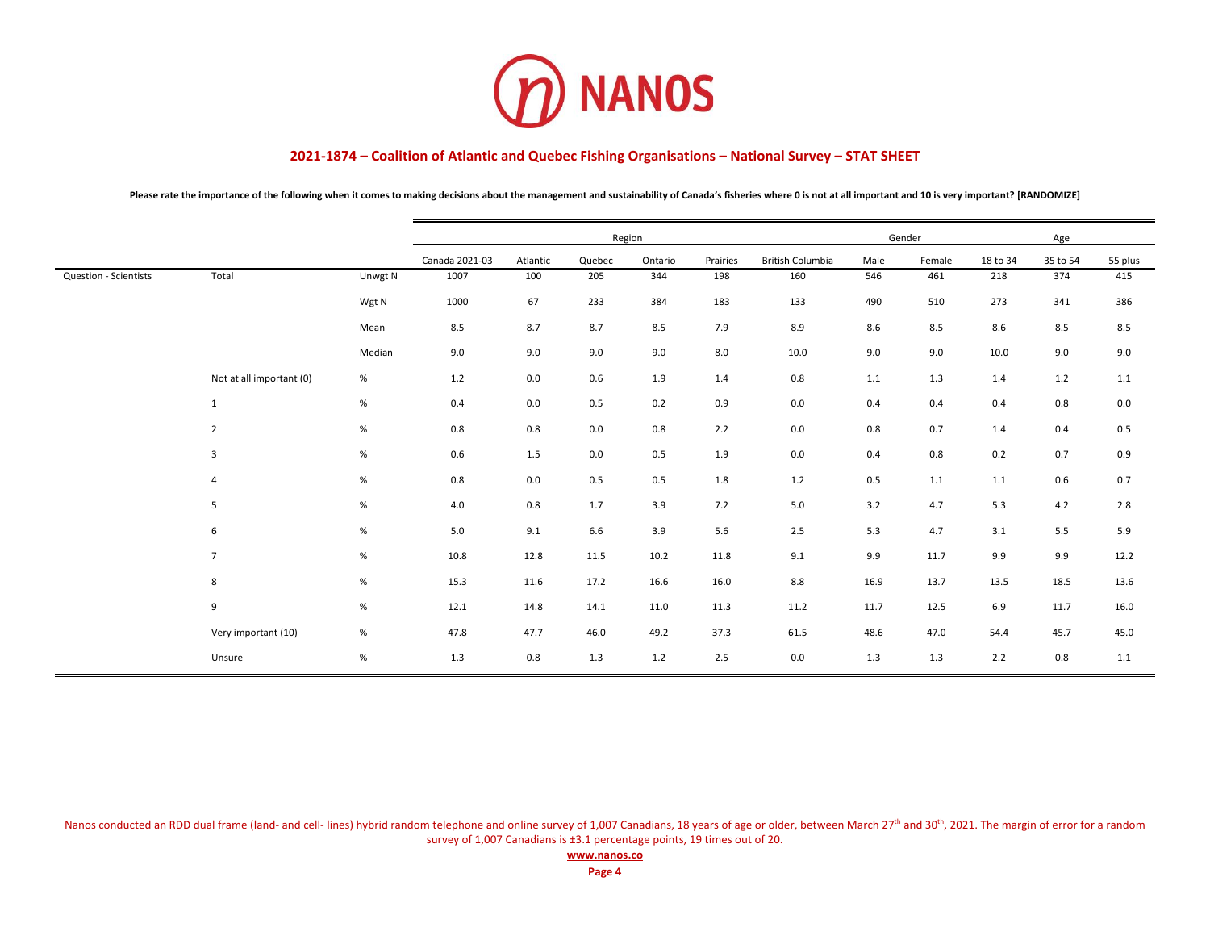## 2021-1874 – Coalition of Atlantic and Quebec Fishing Organisations – National Survey – STAT SHEET

**Please rate the importance of the following when it comes to making decisions about the management and sustainability of Canada's fisheries where 0 is not at all important and 10 is very important? [RANDOMIZE]**

| | | | Region | | | | | | Gender | | Age | | |
|---|---|---|---|---|---|---|---|---|---|---|---|---|---|
| | | | Canada 2021-03 | Atlantic | Quebec | Ontario | Prairies | British Columbia | Male | Female | 18 to 34 | 35 to 54 | 55 plus |
| Question - Scientists | Total | Unwgt N | 1007 | 100 | 205 | 344 | 198 | 160 | 546 | 461 | 218 | 374 | 415 |
| | | Wgt N | 1000 | 67 | 233 | 384 | 183 | 133 | 490 | 510 | 273 | 341 | 386 |
| | | Mean | 8.5 | 8.7 | 8.7 | 8.5 | 7.9 | 8.9 | 8.6 | 8.5 | 8.6 | 8.5 | 8.5 |
| | | Median | 9.0 | 9.0 | 9.0 | 9.0 | 8.0 | 10.0 | 9.0 | 9.0 | 10.0 | 9.0 | 9.0 |
| | Not at all important (0) | % | 1.2 | 0.0 | 0.6 | 1.9 | 1.4 | 0.8 | 1.1 | 1.3 | 1.4 | 1.2 | 1.1 |
| | 1 | % | 0.4 | 0.0 | 0.5 | 0.2 | 0.9 | 0.0 | 0.4 | 0.4 | 0.4 | 0.8 | 0.0 |
| | 2 | % | 0.8 | 0.8 | 0.0 | 0.8 | 2.2 | 0.0 | 0.8 | 0.7 | 1.4 | 0.4 | 0.5 |
| | 3 | % | 0.6 | 1.5 | 0.0 | 0.5 | 1.9 | 0.0 | 0.4 | 0.8 | 0.2 | 0.7 | 0.9 |
| | 4 | % | 0.8 | 0.0 | 0.5 | 0.5 | 1.8 | 1.2 | 0.5 | 1.1 | 1.1 | 0.6 | 0.7 |
| | 5 | % | 4.0 | 0.8 | 1.7 | 3.9 | 7.2 | 5.0 | 3.2 | 4.7 | 5.3 | 4.2 | 2.8 |
| | 6 | % | 5.0 | 9.1 | 6.6 | 3.9 | 5.6 | 2.5 | 5.3 | 4.7 | 3.1 | 5.5 | 5.9 |
| | 7 | % | 10.8 | 12.8 | 11.5 | 10.2 | 11.8 | 9.1 | 9.9 | 11.7 | 9.9 | 9.9 | 12.2 |
| | 8 | % | 15.3 | 11.6 | 17.2 | 16.6 | 16.0 | 8.8 | 16.9 | 13.7 | 13.5 | 18.5 | 13.6 |
| | 9 | % | 12.1 | 14.8 | 14.1 | 11.0 | 11.3 | 11.2 | 11.7 | 12.5 | 6.9 | 11.7 | 16.0 |
| | Very important (10) | % | 47.8 | 47.7 | 46.0 | 49.2 | 37.3 | 61.5 | 48.6 | 47.0 | 54.4 | 45.7 | 45.0 |
| | Unsure | % | 1.3 | 0.8 | 1.3 | 1.2 | 2.5 | 0.0 | 1.3 | 1.3 | 2.2 | 0.8 | 1.1 |

Nanos conducted an RDD dual frame (land- and cell- lines) hybrid random telephone and online survey of 1,007 Canadians, 18 years of age or older, between March 27th and 30th, 2021. The margin of error for a random survey of 1,007 Canadians is ±3.1 percentage points, 19 times out of 20.

**www.nanos.co**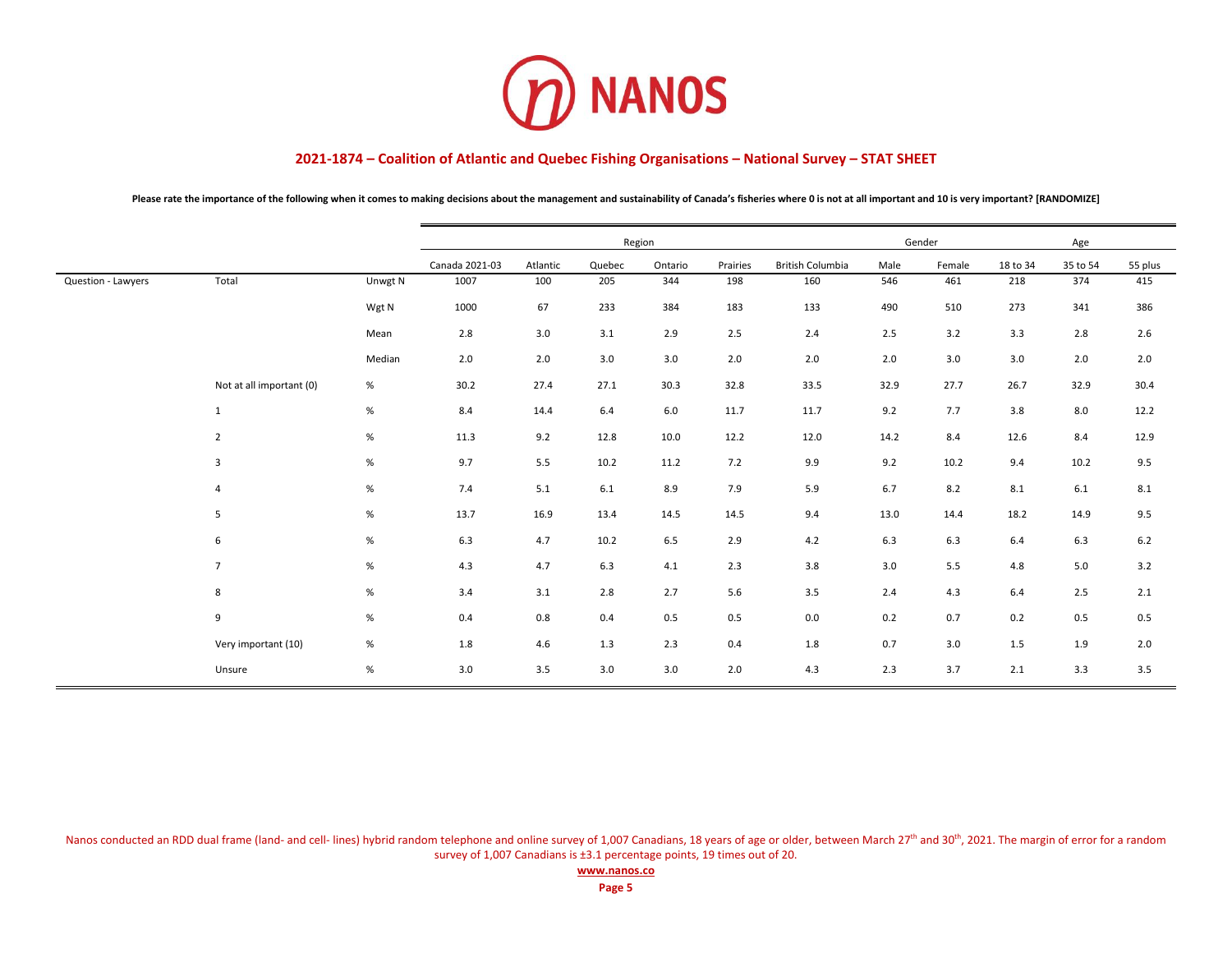## 2021-1874 – Coalition of Atlantic and Quebec Fishing Organisations – National Survey – STAT SHEET

**Please rate the importance of the following when it comes to making decisions about the management and sustainability of Canada's fisheries where 0 is not at all important and 10 is very important? [RANDOMIZE]**

| | | | Region | | | | | | Gender | | Age | | |
|---|---|---|---|---|---|---|---|---|---|---|---|---|---|
| | | | Canada 2021-03 | Atlantic | Quebec | Ontario | Prairies | British Columbia | Male | Female | 18 to 34 | 35 to 54 | 55 plus |
| Question - Lawyers | Total | Unwgt N | 1007 | 100 | 205 | 344 | 198 | 160 | 546 | 461 | 218 | 374 | 415 |
| | | Wgt N | 1000 | 67 | 233 | 384 | 183 | 133 | 490 | 510 | 273 | 341 | 386 |
| | | Mean | 2.8 | 3.0 | 3.1 | 2.9 | 2.5 | 2.4 | 2.5 | 3.2 | 3.3 | 2.8 | 2.6 |
| | | Median | 2.0 | 2.0 | 3.0 | 3.0 | 2.0 | 2.0 | 2.0 | 3.0 | 3.0 | 2.0 | 2.0 |
| | Not at all important (0) | % | 30.2 | 27.4 | 27.1 | 30.3 | 32.8 | 33.5 | 32.9 | 27.7 | 26.7 | 32.9 | 30.4 |
| | 1 | % | 8.4 | 14.4 | 6.4 | 6.0 | 11.7 | 11.7 | 9.2 | 7.7 | 3.8 | 8.0 | 12.2 |
| | 2 | % | 11.3 | 9.2 | 12.8 | 10.0 | 12.2 | 12.0 | 14.2 | 8.4 | 12.6 | 8.4 | 12.9 |
| | 3 | % | 9.7 | 5.5 | 10.2 | 11.2 | 7.2 | 9.9 | 9.2 | 10.2 | 9.4 | 10.2 | 9.5 |
| | 4 | % | 7.4 | 5.1 | 6.1 | 8.9 | 7.9 | 5.9 | 6.7 | 8.2 | 8.1 | 6.1 | 8.1 |
| | 5 | % | 13.7 | 16.9 | 13.4 | 14.5 | 14.5 | 9.4 | 13.0 | 14.4 | 18.2 | 14.9 | 9.5 |
| | 6 | % | 6.3 | 4.7 | 10.2 | 6.5 | 2.9 | 4.2 | 6.3 | 6.3 | 6.4 | 6.3 | 6.2 |
| | 7 | % | 4.3 | 4.7 | 6.3 | 4.1 | 2.3 | 3.8 | 3.0 | 5.5 | 4.8 | 5.0 | 3.2 |
| | 8 | % | 3.4 | 3.1 | 2.8 | 2.7 | 5.6 | 3.5 | 2.4 | 4.3 | 6.4 | 2.5 | 2.1 |
| | 9 | % | 0.4 | 0.8 | 0.4 | 0.5 | 0.5 | 0.0 | 0.2 | 0.7 | 0.2 | 0.5 | 0.5 |
| | Very important (10) | % | 1.8 | 4.6 | 1.3 | 2.3 | 0.4 | 1.8 | 0.7 | 3.0 | 1.5 | 1.9 | 2.0 |
| | Unsure | % | 3.0 | 3.5 | 3.0 | 3.0 | 2.0 | 4.3 | 2.3 | 3.7 | 2.1 | 3.3 | 3.5 |

Nanos conducted an RDD dual frame (land- and cell- lines) hybrid random telephone and online survey of 1,007 Canadians, 18 years of age or older, between March 27th and 30th, 2021. The margin of error for a random survey of 1,007 Canadians is ±3.1 percentage points, 19 times out of 20.

**www.nanos.co**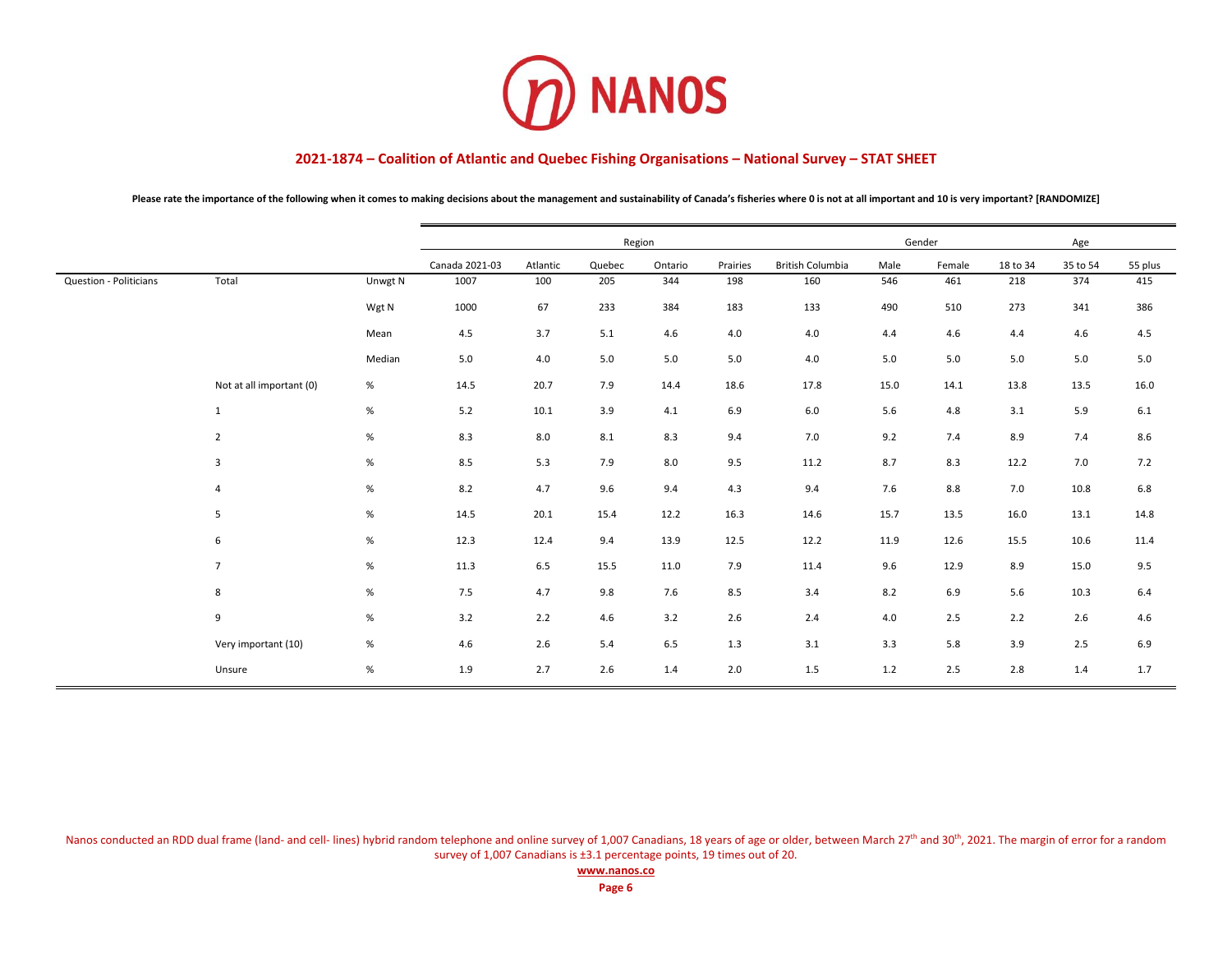# 2021-1874 – Coalition of Atlantic and Quebec Fishing Organisations – National Survey – STAT SHEET

**Please rate the importance of the following when it comes to making decisions about the management and sustainability of Canada's fisheries where 0 is not at all important and 10 is very important? [RANDOMIZE]**

| | | | Region | | | | | | Gender | | Age | | |
|---|---|---|---|---|---|---|---|---|---|---|---|---|---|
| | | | Canada 2021-03 | Atlantic | Quebec | Ontario | Prairies | British Columbia | Male | Female | 18 to 34 | 35 to 54 | 55 plus |
| Question - Politicians | Total | Unwgt N | 1007 | 100 | 205 | 344 | 198 | 160 | 546 | 461 | 218 | 374 | 415 |
| | | Wgt N | 1000 | 67 | 233 | 384 | 183 | 133 | 490 | 510 | 273 | 341 | 386 |
| | | Mean | 4.5 | 3.7 | 5.1 | 4.6 | 4.0 | 4.0 | 4.4 | 4.6 | 4.4 | 4.6 | 4.5 |
| | | Median | 5.0 | 4.0 | 5.0 | 5.0 | 5.0 | 4.0 | 5.0 | 5.0 | 5.0 | 5.0 | 5.0 |
| | Not at all important (0) | % | 14.5 | 20.7 | 7.9 | 14.4 | 18.6 | 17.8 | 15.0 | 14.1 | 13.8 | 13.5 | 16.0 |
| | 1 | % | 5.2 | 10.1 | 3.9 | 4.1 | 6.9 | 6.0 | 5.6 | 4.8 | 3.1 | 5.9 | 6.1 |
| | 2 | % | 8.3 | 8.0 | 8.1 | 8.3 | 9.4 | 7.0 | 9.2 | 7.4 | 8.9 | 7.4 | 8.6 |
| | 3 | % | 8.5 | 5.3 | 7.9 | 8.0 | 9.5 | 11.2 | 8.7 | 8.3 | 12.2 | 7.0 | 7.2 |
| | 4 | % | 8.2 | 4.7 | 9.6 | 9.4 | 4.3 | 9.4 | 7.6 | 8.8 | 7.0 | 10.8 | 6.8 |
| | 5 | % | 14.5 | 20.1 | 15.4 | 12.2 | 16.3 | 14.6 | 15.7 | 13.5 | 16.0 | 13.1 | 14.8 |
| | 6 | % | 12.3 | 12.4 | 9.4 | 13.9 | 12.5 | 12.2 | 11.9 | 12.6 | 15.5 | 10.6 | 11.4 |
| | 7 | % | 11.3 | 6.5 | 15.5 | 11.0 | 7.9 | 11.4 | 9.6 | 12.9 | 8.9 | 15.0 | 9.5 |
| | 8 | % | 7.5 | 4.7 | 9.8 | 7.6 | 8.5 | 3.4 | 8.2 | 6.9 | 5.6 | 10.3 | 6.4 |
| | 9 | % | 3.2 | 2.2 | 4.6 | 3.2 | 2.6 | 2.4 | 4.0 | 2.5 | 2.2 | 2.6 | 4.6 |
| | Very important (10) | % | 4.6 | 2.6 | 5.4 | 6.5 | 1.3 | 3.1 | 3.3 | 5.8 | 3.9 | 2.5 | 6.9 |
| | Unsure | % | 1.9 | 2.7 | 2.6 | 1.4 | 2.0 | 1.5 | 1.2 | 2.5 | 2.8 | 1.4 | 1.7 |

Nanos conducted an RDD dual frame (land- and cell- lines) hybrid random telephone and online survey of 1,007 Canadians, 18 years of age or older, between March 27th and 30th, 2021. The margin of error for a random survey of 1,007 Canadians is ±3.1 percentage points, 19 times out of 20.

**www.nanos.co**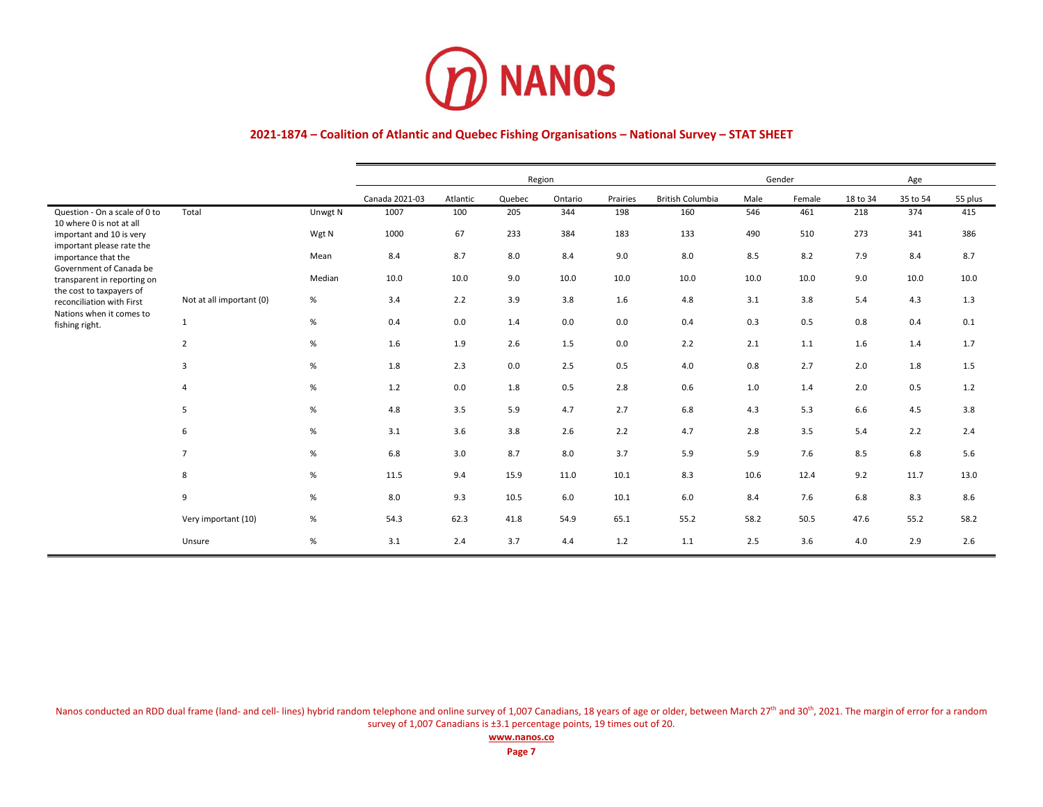## 2021-1874 – Coalition of Atlantic and Quebec Fishing Organisations – National Survey – STAT SHEET

| | | | Region | | | | | | Gender | | Age | | |
|---|---|---|---|---|---|---|---|---|---|---|---|---|---|
| | | | Canada 2021-03 | Atlantic | Quebec | Ontario | Prairies | British Columbia | Male | Female | 18 to 34 | 35 to 54 | 55 plus |
| Question - On a scale of 0 to 10 where 0 is not at all important and 10 is very important please rate the importance that the Government of Canada be transparent in reporting on the cost to taxpayers of reconciliation with First Nations when it comes to fishing right. | Total | Unwgt N | 1007 | 100 | 205 | 344 | 198 | 160 | 546 | 461 | 218 | 374 | 415 |
| | | Wgt N | 1000 | 67 | 233 | 384 | 183 | 133 | 490 | 510 | 273 | 341 | 386 |
| | | Mean | 8.4 | 8.7 | 8.0 | 8.4 | 9.0 | 8.0 | 8.5 | 8.2 | 7.9 | 8.4 | 8.7 |
| | | Median | 10.0 | 10.0 | 9.0 | 10.0 | 10.0 | 10.0 | 10.0 | 10.0 | 9.0 | 10.0 | 10.0 |
| | Not at all important (0) | % | 3.4 | 2.2 | 3.9 | 3.8 | 1.6 | 4.8 | 3.1 | 3.8 | 5.4 | 4.3 | 1.3 |
| | 1 | % | 0.4 | 0.0 | 1.4 | 0.0 | 0.0 | 0.4 | 0.3 | 0.5 | 0.8 | 0.4 | 0.1 |
| | 2 | % | 1.6 | 1.9 | 2.6 | 1.5 | 0.0 | 2.2 | 2.1 | 1.1 | 1.6 | 1.4 | 1.7 |
| | 3 | % | 1.8 | 2.3 | 0.0 | 2.5 | 0.5 | 4.0 | 0.8 | 2.7 | 2.0 | 1.8 | 1.5 |
| | 4 | % | 1.2 | 0.0 | 1.8 | 0.5 | 2.8 | 0.6 | 1.0 | 1.4 | 2.0 | 0.5 | 1.2 |
| | 5 | % | 4.8 | 3.5 | 5.9 | 4.7 | 2.7 | 6.8 | 4.3 | 5.3 | 6.6 | 4.5 | 3.8 |
| | 6 | % | 3.1 | 3.6 | 3.8 | 2.6 | 2.2 | 4.7 | 2.8 | 3.5 | 5.4 | 2.2 | 2.4 |
| | 7 | % | 6.8 | 3.0 | 8.7 | 8.0 | 3.7 | 5.9 | 5.9 | 7.6 | 8.5 | 6.8 | 5.6 |
| | 8 | % | 11.5 | 9.4 | 15.9 | 11.0 | 10.1 | 8.3 | 10.6 | 12.4 | 9.2 | 11.7 | 13.0 |
| | 9 | % | 8.0 | 9.3 | 10.5 | 6.0 | 10.1 | 6.0 | 8.4 | 7.6 | 6.8 | 8.3 | 8.6 |
| | Very important (10) | % | 54.3 | 62.3 | 41.8 | 54.9 | 65.1 | 55.2 | 58.2 | 50.5 | 47.6 | 55.2 | 58.2 |
| | Unsure | % | 3.1 | 2.4 | 3.7 | 4.4 | 1.2 | 1.1 | 2.5 | 3.6 | 4.0 | 2.9 | 2.6 |

Nanos conducted an RDD dual frame (land- and cell- lines) hybrid random telephone and online survey of 1,007 Canadians, 18 years of age or older, between March 27th and 30th, 2021. The margin of error for a random survey of 1,007 Canadians is ±3.1 percentage points, 19 times out of 20.

www.nanos.co